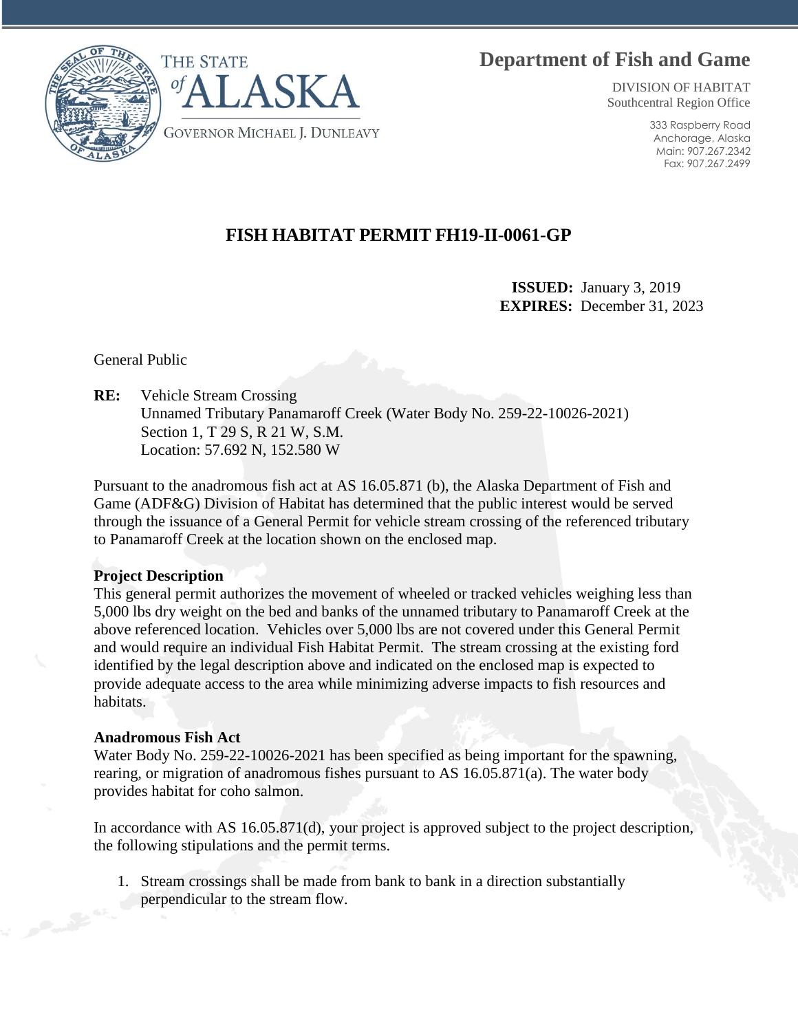THE STATE of ALASKA

GOVERNOR MICHAEL J. DUNLEAVY

**Department of Fish and Game**

DIVISION OF HABITAT
Southcentral Region Office

333 Raspberry Road
Anchorage, Alaska
Main: 907.267.2342
Fax: 907.267.2499

# FISH HABITAT PERMIT FH19-II-0061-GP

**ISSUED:** January 3, 2019
**EXPIRES:** December 31, 2023

General Public

**RE:** Vehicle Stream Crossing
Unnamed Tributary Panamaroff Creek (Water Body No. 259-22-10026-2021)
Section 1, T 29 S, R 21 W, S.M.
Location: 57.692 N, 152.580 W

Pursuant to the anadromous fish act at AS 16.05.871 (b), the Alaska Department of Fish and Game (ADF&G) Division of Habitat has determined that the public interest would be served through the issuance of a General Permit for vehicle stream crossing of the referenced tributary to Panamaroff Creek at the location shown on the enclosed map.

**Project Description**
This general permit authorizes the movement of wheeled or tracked vehicles weighing less than 5,000 lbs dry weight on the bed and banks of the unnamed tributary to Panamaroff Creek at the above referenced location. Vehicles over 5,000 lbs are not covered under this General Permit and would require an individual Fish Habitat Permit. The stream crossing at the existing ford identified by the legal description above and indicated on the enclosed map is expected to provide adequate access to the area while minimizing adverse impacts to fish resources and habitats.

**Anadromous Fish Act**
Water Body No. 259-22-10026-2021 has been specified as being important for the spawning, rearing, or migration of anadromous fishes pursuant to AS 16.05.871(a). The water body provides habitat for coho salmon.

In accordance with AS 16.05.871(d), your project is approved subject to the project description, the following stipulations and the permit terms.

1. Stream crossings shall be made from bank to bank in a direction substantially perpendicular to the stream flow.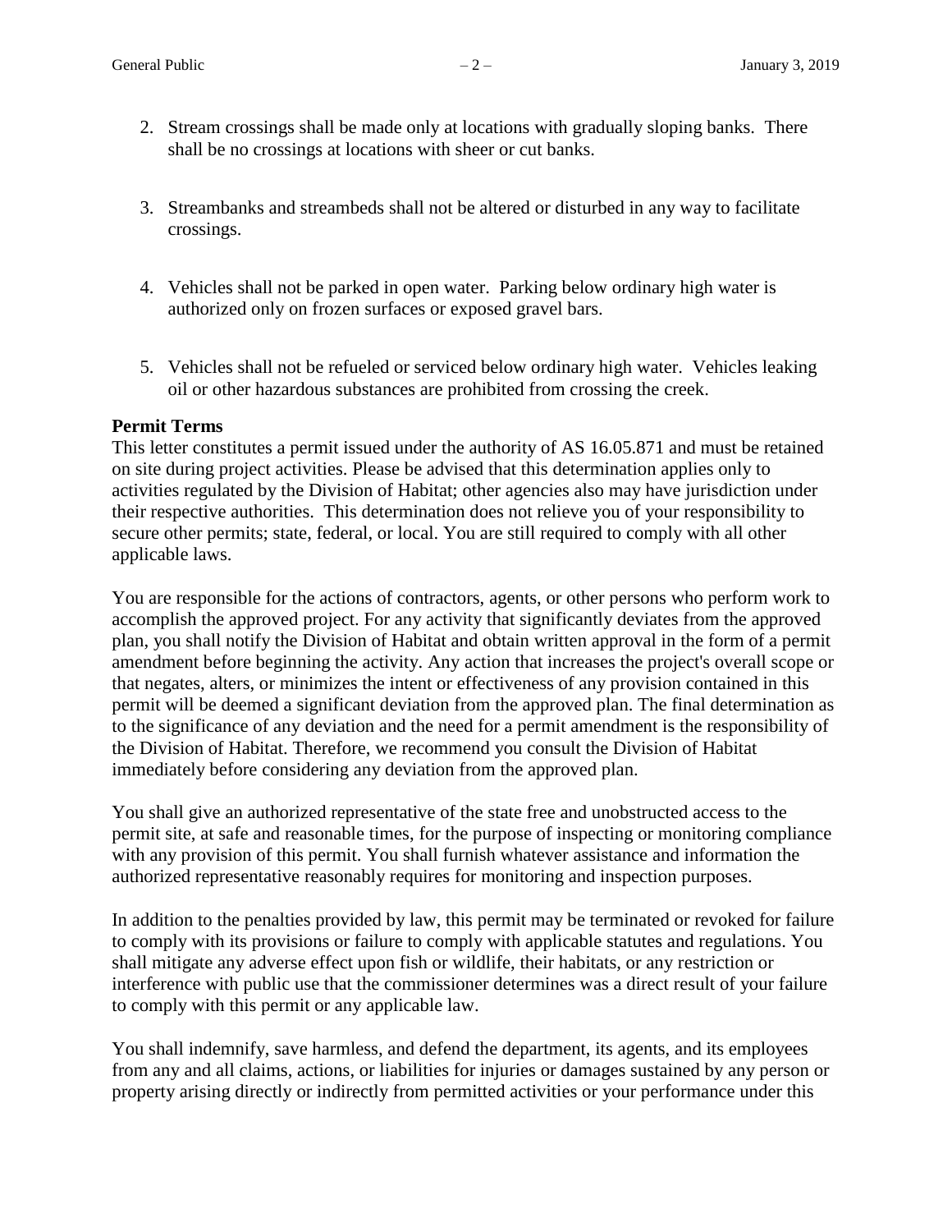2. Stream crossings shall be made only at locations with gradually sloping banks. There shall be no crossings at locations with sheer or cut banks.

3. Streambanks and streambeds shall not be altered or disturbed in any way to facilitate crossings.

4. Vehicles shall not be parked in open water. Parking below ordinary high water is authorized only on frozen surfaces or exposed gravel bars.

5. Vehicles shall not be refueled or serviced below ordinary high water. Vehicles leaking oil or other hazardous substances are prohibited from crossing the creek.

**Permit Terms**

This letter constitutes a permit issued under the authority of AS 16.05.871 and must be retained on site during project activities. Please be advised that this determination applies only to activities regulated by the Division of Habitat; other agencies also may have jurisdiction under their respective authorities. This determination does not relieve you of your responsibility to secure other permits; state, federal, or local. You are still required to comply with all other applicable laws.

You are responsible for the actions of contractors, agents, or other persons who perform work to accomplish the approved project. For any activity that significantly deviates from the approved plan, you shall notify the Division of Habitat and obtain written approval in the form of a permit amendment before beginning the activity. Any action that increases the project's overall scope or that negates, alters, or minimizes the intent or effectiveness of any provision contained in this permit will be deemed a significant deviation from the approved plan. The final determination as to the significance of any deviation and the need for a permit amendment is the responsibility of the Division of Habitat. Therefore, we recommend you consult the Division of Habitat immediately before considering any deviation from the approved plan.

You shall give an authorized representative of the state free and unobstructed access to the permit site, at safe and reasonable times, for the purpose of inspecting or monitoring compliance with any provision of this permit. You shall furnish whatever assistance and information the authorized representative reasonably requires for monitoring and inspection purposes.

In addition to the penalties provided by law, this permit may be terminated or revoked for failure to comply with its provisions or failure to comply with applicable statutes and regulations. You shall mitigate any adverse effect upon fish or wildlife, their habitats, or any restriction or interference with public use that the commissioner determines was a direct result of your failure to comply with this permit or any applicable law.

You shall indemnify, save harmless, and defend the department, its agents, and its employees from any and all claims, actions, or liabilities for injuries or damages sustained by any person or property arising directly or indirectly from permitted activities or your performance under this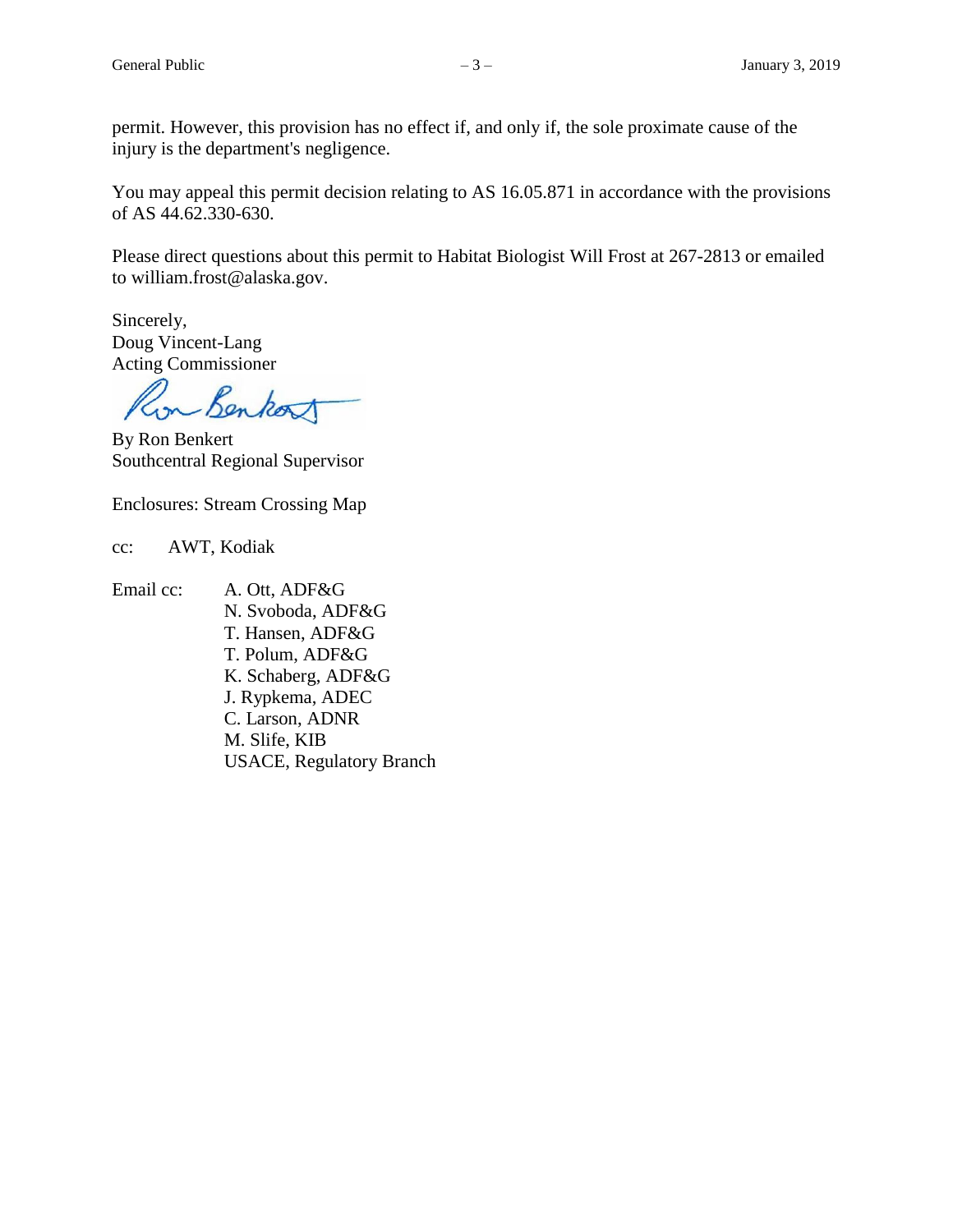permit. However, this provision has no effect if, and only if, the sole proximate cause of the injury is the department's negligence.

You may appeal this permit decision relating to AS 16.05.871 in accordance with the provisions of AS 44.62.330-630.

Please direct questions about this permit to Habitat Biologist Will Frost at 267-2813 or emailed to william.frost@alaska.gov.

Sincerely,
Doug Vincent-Lang
Acting Commissioner

By Ron Benkert
Southcentral Regional Supervisor

Enclosures: Stream Crossing Map

cc: AWT, Kodiak

Email cc:
A. Ott, ADF&G
N. Svoboda, ADF&G
T. Hansen, ADF&G
T. Polum, ADF&G
K. Schaberg, ADF&G
J. Rypkema, ADEC
C. Larson, ADNR
M. Slife, KIB
USACE, Regulatory Branch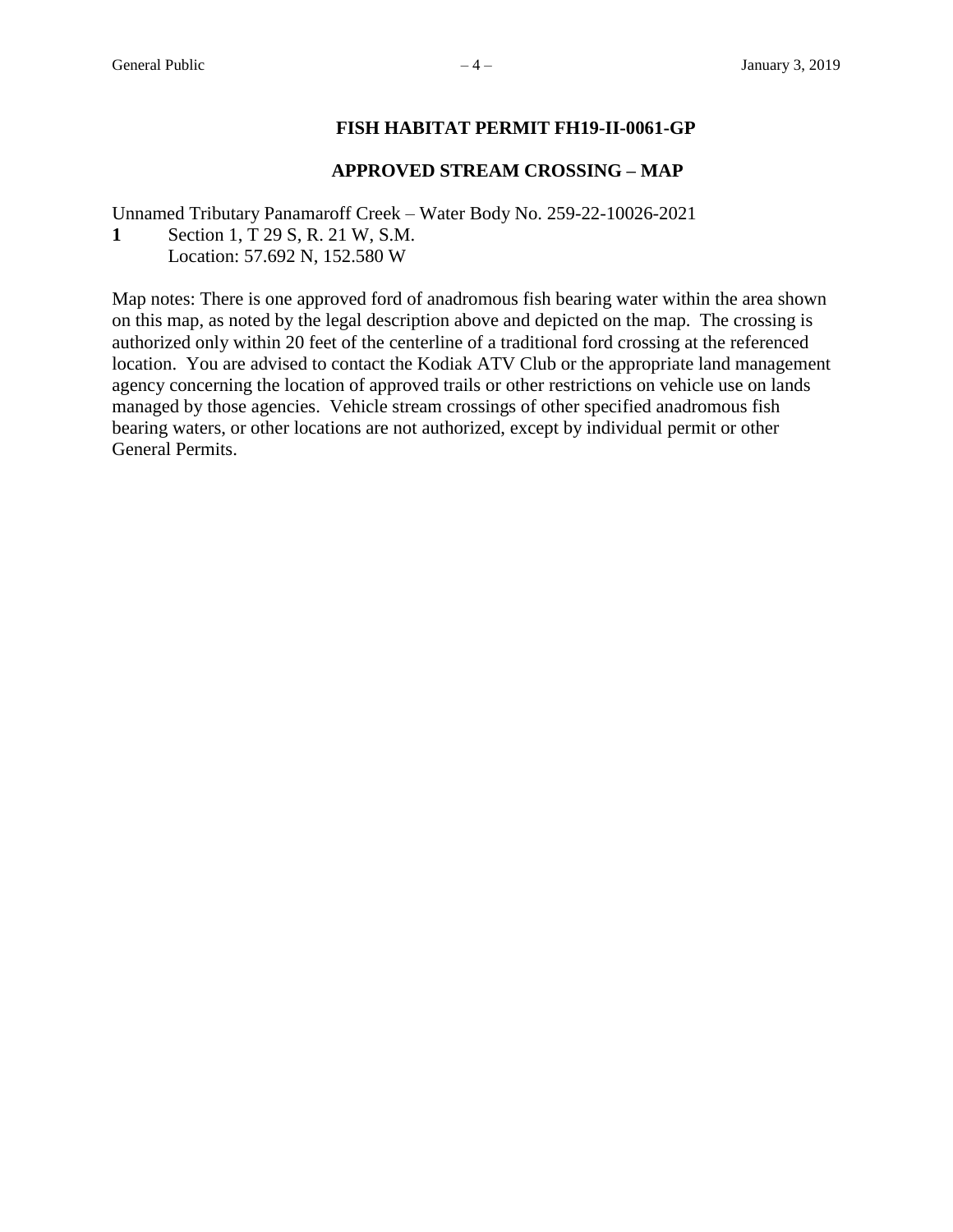## FISH HABITAT PERMIT FH19-II-0061-GP

## APPROVED STREAM CROSSING – MAP

Unnamed Tributary Panamaroff Creek – Water Body No. 259-22-10026-2021

**1** Section 1, T 29 S, R. 21 W, S.M.
Location: 57.692 N, 152.580 W

Map notes: There is one approved ford of anadromous fish bearing water within the area shown on this map, as noted by the legal description above and depicted on the map. The crossing is authorized only within 20 feet of the centerline of a traditional ford crossing at the referenced location. You are advised to contact the Kodiak ATV Club or the appropriate land management agency concerning the location of approved trails or other restrictions on vehicle use on lands managed by those agencies. Vehicle stream crossings of other specified anadromous fish bearing waters, or other locations are not authorized, except by individual permit or other General Permits.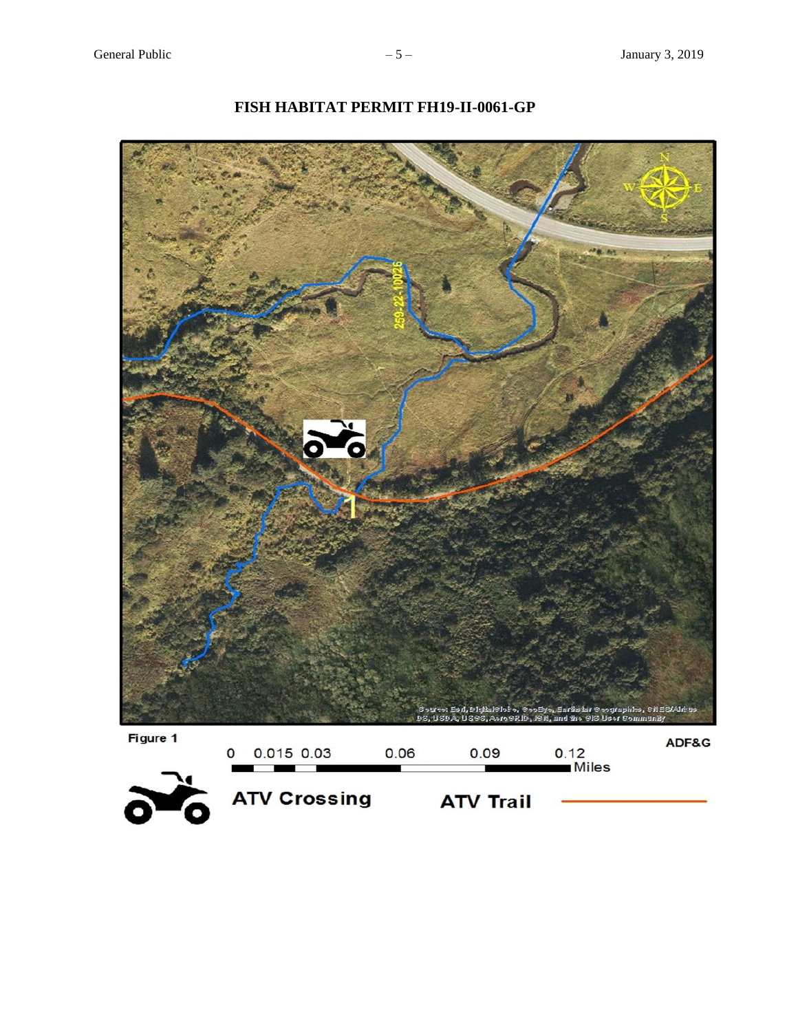# FISH HABITAT PERMIT FH19-II-0061-GP

259-22-10026

1

Source: Esri, DigitalGlobe, GeoEye, Earthstar Geographics, CNES/Airbus DS, USDA, USGS, AeroGRID, IGN, and the GIS User Community

Figure 1

ADF&G

0 0.015 0.03 0.06 0.09 0.12 Miles

ATV Crossing

ATV Trail